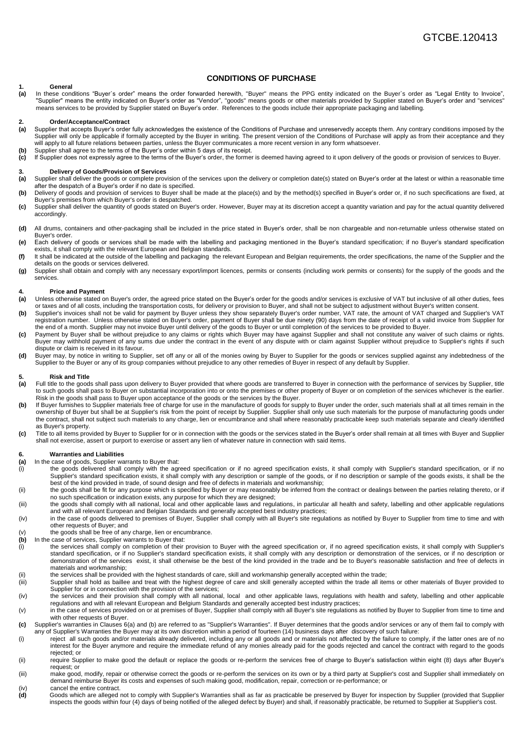GTCBE.120413

# CONDITIONS OF PURCHASE

## 1. General

**(a)** In these conditions "Buyer`s order" means the order forwarded herewith, "Buyer" means the PPG entity indicated on the Buyer`s order as "Legal Entity to Invoice", "Supplier" means the entity indicated on Buyer's order as "Vendor", "goods" means goods or other materials provided by Supplier stated on Buyer's order and "services" means services to be provided by Supplier stated on Buyer's order. References to the goods include their appropriate packaging and labelling.

## 2. Order/Acceptance/Contract

**(a)** Supplier that accepts Buyer's order fully acknowledges the existence of the Conditions of Purchase and unreservedly accepts them. Any contrary conditions imposed by the Supplier will only be applicable if formally accepted by the Buyer in writing. The present version of the Conditions of Purchase will apply as from their acceptance and they will apply to all future relations between parties, unless the Buyer communicates a more recent version in any form whatsoever.

**(b)** Supplier shall agree to the terms of the Buyer's order within 5 days of its receipt.

**(c)** If Supplier does not expressly agree to the terms of the Buyer's order, the former is deemed having agreed to it upon delivery of the goods or provision of services to Buyer.

## 3. Delivery of Goods/Provision of Services

**(a)** Supplier shall deliver the goods or complete provision of the services upon the delivery or completion date(s) stated on Buyer's order at the latest or within a reasonable time after the despatch of a Buyer's order if no date is specified.

**(b)** Delivery of goods and provision of services to Buyer shall be made at the place(s) and by the method(s) specified in Buyer's order or, if no such specifications are fixed, at Buyer's premises from which Buyer's order is despatched.

**(c)** Supplier shall deliver the quantity of goods stated on Buyer's order. However, Buyer may at its discretion accept a quantity variation and pay for the actual quantity delivered accordingly.

**(d)** All drums, containers and other-packaging shall be included in the price stated in Buyer's order, shall be non chargeable and non-returnable unless otherwise stated on Buyer's order.

**(e)** Each delivery of goods or services shall be made with the labelling and packaging mentioned in the Buyer's standard specification; if no Buyer's standard specification exists, it shall comply with the relevant European and Belgian standards.

**(f)** It shall be indicated at the outside of the labelling and packaging the relevant European and Belgian requirements, the order specifications, the name of the Supplier and the details on the goods or services delivered.

**(g)** Supplier shall obtain and comply with any necessary export/import licences, permits or consents (including work permits or consents) for the supply of the goods and the services.

## 4. Price and Payment

**(a)** Unless otherwise stated on Buyer's order, the agreed price stated on the Buyer's order for the goods and/or services is exclusive of VAT but inclusive of all other duties, fees or taxes and of all costs, including the transportation costs, for delivery or provision to Buyer, and shall not be subject to adjustment without Buyer's written consent.

**(b)** Supplier's invoices shall not be valid for payment by Buyer unless they show separately Buyer's order number, VAT rate, the amount of VAT charged and Supplier's VAT registration number. Unless otherwise stated on Buyer's order, payment of Buyer shall be due ninety (90) days from the date of receipt of a valid invoice from Supplier for the end of a month. Supplier may not invoice Buyer until delivery of the goods to Buyer or until completion of the services to be provided to Buyer.

**(c)** Payment by Buyer shall be without prejudice to any claims or rights which Buyer may have against Supplier and shall not constitute any waiver of such claims or rights. Buyer may withhold payment of any sums due under the contract in the event of any dispute with or claim against Supplier without prejudice to Supplier's rights if such dispute or claim is received in its favour.

**(d)** Buyer may, by notice in writing to Supplier, set off any or all of the monies owing by Buyer to Supplier for the goods or services supplied against any indebtedness of the Supplier to the Buyer or any of its group companies without prejudice to any other remedies of Buyer in respect of any default by Supplier.

## 5. Risk and Title

**(a)** Full title to the goods shall pass upon delivery to Buyer provided that where goods are transferred to Buyer in connection with the performance of services by Supplier, title to such goods shall pass to Buyer on substantial incorporation into or onto the premises or other property of Buyer or on completion of the services whichever is the earlier. Risk in the goods shall pass to Buyer upon acceptance of the goods or the services by the Buyer.

**(b)** If Buyer furnishes to Supplier materials free of charge for use in the manufacture of goods for supply to Buyer under the order, such materials shall at all times remain in the ownership of Buyer but shall be at Supplier's risk from the point of receipt by Supplier. Supplier shall only use such materials for the purpose of manufacturing goods under the contract, shall not subject such materials to any charge, lien or encumbrance and shall where reasonably practicable keep such materials separate and clearly identified as Buyer's property.

**(c)** Title to all items provided by Buyer to Supplier for or in connection with the goods or the services stated in the Buyer's order shall remain at all times with Buyer and Supplier shall not exercise, assert or purport to exercise or assert any lien of whatever nature in connection with said items.

## 6. Warranties and Liabilities

**(a)** In the case of goods, Supplier warrants to Buyer that:

(i) the goods delivered shall comply with the agreed specification or if no agreed specification exists, it shall comply with Supplier's standard specification, or if no Supplier's standard specification exists, it shall comply with any description or sample of the goods, or if no description or sample of the goods exists, it shall be the best of the kind provided in trade, of sound design and free of defects in materials and workmanship;

(ii) the goods shall be fit for any purpose which is specified by Buyer or may reasonably be inferred from the contract or dealings between the parties relating thereto, or if no such specification or indication exists, any purpose for which they are designed;

(iii) the goods shall comply with all national, local and other applicable laws and regulations, in particular all health and safety, labelling and other applicable regulations and with all relevant European and Belgian Standards and generally accepted best industry practices;

(iv) in the case of goods delivered to premises of Buyer, Supplier shall comply with all Buyer's site regulations as notified by Buyer to Supplier from time to time and with other requests of Buyer; and

(v) the goods shall be free of any charge, lien or encumbrance.

**(b)** In the case of services, Supplier warrants to Buyer that:

(i) the services shall comply on completion of their provision to Buyer with the agreed specification or, if no agreed specification exists, it shall comply with Supplier's standard specification, or if no Supplier's standard specification exists, it shall comply with any description or demonstration of the services, or if no description or demonstration of the services exist, it shall otherwise be the best of the kind provided in the trade and be to Buyer's reasonable satisfaction and free of defects in materials and workmanship;

(ii) the services shall be provided with the highest standards of care, skill and workmanship generally accepted within the trade;

(iii) Supplier shall hold as baillee and treat with the highest degree of care and skill generally accepted within the trade all items or other materials of Buyer provided to Supplier for or in connection with the provision of the services;

(iv) the services and their provision shall comply with all national, local and other applicable laws, regulations with health and safety, labelling and other applicable regulations and with all relevant European and Belgium Standards and generally accepted best industry practices;

(v) in the case of services provided on or at premises of Buyer, Supplier shall comply with all Buyer's site regulations as notified by Buyer to Supplier from time to time and with other requests of Buyer.

**(c)** Supplier's warranties in Clauses 6(a) and (b) are referred to as "Supplier's Warranties". If Buyer determines that the goods and/or services or any of them fail to comply with any of Supplier's Warranties the Buyer may at its own discretion within a period of fourteen (14) business days after discovery of such failure:

(i) reject all such goods and/or materials already delivered, including any or all goods and or materials not affected by the failure to comply, if the latter ones are of no interest for the Buyer anymore and require the immediate refund of any monies already paid for the goods rejected and cancel the contract with regard to the goods rejected; or

(ii) require Supplier to make good the default or replace the goods or re-perform the services free of charge to Buyer's satisfaction within eight (8) days after Buyer's request; or

(iii) make good, modify, repair or otherwise correct the goods or re-perform the services on its own or by a third party at Supplier's cost and Supplier shall immediately on demand reimburse Buyer its costs and expenses of such making good, modification, repair, correction or re-performance; or

(iv) cancel the entire contract.

**(d)** Goods which are alleged not to comply with Supplier's Warranties shall as far as practicable be preserved by Buyer for inspection by Supplier (provided that Supplier inspects the goods within four (4) days of being notified of the alleged defect by Buyer) and shall, if reasonably practicable, be returned to Supplier at Supplier's cost.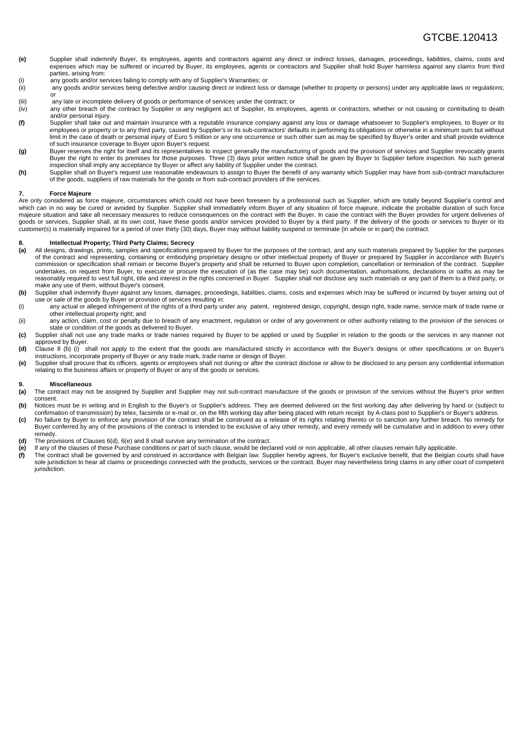**(e)** Supplier shall indemnify Buyer, its employees, agents and contractors against any direct or indirect losses, damages, proceedings, liabilities, claims, costs and expenses which may be suffered or incurred by Buyer, its employees, agents or contractors and Supplier shall hold Buyer harmless against any claims from third parties, arising from:

(i) any goods and/or services failing to comply with any of Supplier's Warranties; or

(ii) any goods and/or services being defective and/or causing direct or indirect loss or damage (whether to property or persons) under any applicable laws or regulations; or

(iii) any late or incomplete delivery of goods or performance of services under the contract; or

(iv) any other breach of the contract by Supplier or any negligent act of Supplier, its employees, agents or contractors, whether or not causing or contributing to death and/or personal injury.

**(f)** Supplier shall take out and maintain insurance with a reputable insurance company against any loss or damage whatsoever to Supplier's employees, to Buyer or its employees or property or to any third party, caused by Supplier's or its sub-contractors' defaults in performing its obligations or otherwise in a minimum sum but without limit in the case of death or personal injury of Euro 5 million or any one occurrence or such other sum as may be specified by Buyer's order and shall provide evidence of such insurance coverage to Buyer upon Buyer's request.

**(g)** Buyer reserves the right for itself and its representatives to inspect generally the manufacturing of goods and the provision of services and Supplier irrevocably grants Buyer the right to enter its premises for those purposes. Three (3) days prior written notice shall be given by Buyer to Supplier before inspection. No such general inspection shall imply any acceptance by Buyer or affect any liability of Supplier under the contract.

**(h)** Supplier shall on Buyer's request use reasonable endeavours to assign to Buyer the benefit of any warranty which Supplier may have from sub-contract manufacturer of the goods, suppliers of raw materials for the goods or from sub-contract providers of the services.

## 7. Force Majeure

Are only considered as force majeure, circumstances which could not have been foreseen by a professional such as Supplier, which are totally beyond Supplier's control and which can in no way be cured or avoided by Supplier. Supplier shall immediately inform Buyer of any situation of force majeure, indicate the probable duration of such force majeure situation and take all necessary measures to reduce consequences on the contract with the Buyer. In case the contract with the Buyer provides for urgent deliveries of goods or services, Supplier shall, at its own cost, have these goods and/or services provided to Buyer by a third party. If the delivery of the goods or services to Buyer or its customer(s) is materially impaired for a period of over thirty (30) days, Buyer may without liability suspend or terminate (in whole or in part) the contract.

## 8. Intellectual Property; Third Party Claims; Secrecy

**(a)** All designs, drawings, prints, samples and specifications prepared by Buyer for the purposes of the contract, and any such materials prepared by Supplier for the purposes of the contract and representing, containing or embodying proprietary designs or other intellectual property of Buyer or prepared by Supplier in accordance with Buyer's commission or specification shall remain or become Buyer's property and shall be returned to Buyer upon completion, cancellation or termination of the contract. Supplier undertakes, on request from Buyer, to execute or procure the execution of (as the case may be) such documentation, authorisations, declarations or oaths as may be reasonably required to vest full right, title and interest in the rights concerned in Buyer. Supplier shall not disclose any such materials or any part of them to a third party, or make any use of them, without Buyer's consent.

**(b)** Supplier shall indemnify Buyer against any losses, damages, proceedings, liabilities, claims, costs and expenses which may be suffered or incurred by buyer arising out of use or sale of the goods by Buyer or provision of services resulting in:

(i) any actual or alleged infringement of the rights of a third party under any patent, registered design, copyright, design right, trade name, service mark of trade name or other intellectual property right; and

(ii) any action, claim, cost or penalty due to breach of any enactment, regulation or order of any government or other authority relating to the provision of the services or state or condition of the goods as delivered to Buyer.

**(c)** Supplier shall not use any trade marks or trade names required by Buyer to be applied or used by Supplier in relation to the goods or the services in any manner not approved by Buyer.

**(d)** Clause 8 (b) (i) shall not apply to the extent that the goods are manufactured strictly in accordance with the Buyer's designs or other specifications or on Buyer's instructions, incorporate property of Buyer or any trade mark, trade name or design of Buyer.

**(e)** Supplier shall procure that its officers, agents or employees shall not during or after the contract disclose or allow to be disclosed to any person any confidential information relating to the business affairs or property of Buyer or any of the goods or services.

## 9. Miscellaneous

**(a)** The contract may not be assigned by Supplier and Supplier may not sub-contract manufacture of the goods or provision of the services without the Buyer's prior written consent.

**(b)** Notices must be in writing and in English to the Buyer's or Supplier's address. They are deemed delivered on the first working day after delivering by hand or (subject to confirmation of transmission) by telex, facsimile or e-mail or, on the fifth working day after being placed with return receipt by A-class post to Supplier's or Buyer's address.

**(c)** No failure by Buyer to enforce any provision of the contract shall be construed as a release of its rights relating thereto or to sanction any further breach. No remedy for Buyer conferred by any of the provisions of the contract is intended to be exclusive of any other remedy, and every remedy will be cumulative and in addition to every other remedy.

**(d)** The provisions of Clauses 6(d), 6(e) and 8 shall survive any termination of the contract.

**(e)** If any of the clauses of these Purchase conditions or part of such clause, would be declared void or non applicable, all other clauses remain fully applicable.

**(f)** The contract shall be governed by and construed in accordance with Belgian law. Supplier hereby agrees, for Buyer's exclusive benefit, that the Belgian courts shall have sole jurisdiction to hear all claims or proceedings connected with the products, services or the contract. Buyer may nevertheless bring claims in any other court of competent jurisdiction.